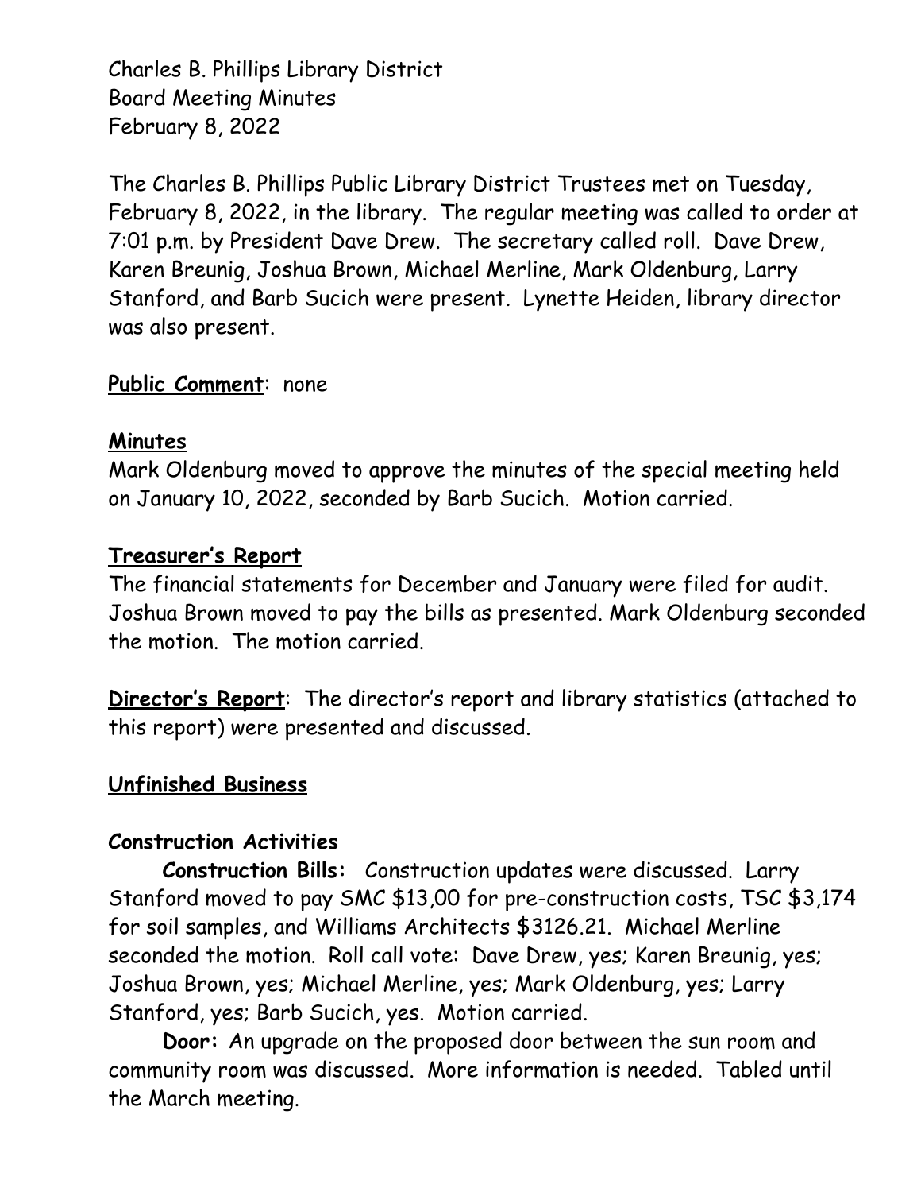Charles B. Phillips Library District
Board Meeting Minutes
February 8, 2022

The Charles B. Phillips Public Library District Trustees met on Tuesday, February 8, 2022, in the library. The regular meeting was called to order at 7:01 p.m. by President Dave Drew. The secretary called roll. Dave Drew, Karen Breunig, Joshua Brown, Michael Merline, Mark Oldenburg, Larry Stanford, and Barb Sucich were present. Lynette Heiden, library director was also present.

**Public Comment**: none

**Minutes**

Mark Oldenburg moved to approve the minutes of the special meeting held on January 10, 2022, seconded by Barb Sucich. Motion carried.

**Treasurer's Report**

The financial statements for December and January were filed for audit. Joshua Brown moved to pay the bills as presented. Mark Oldenburg seconded the motion. The motion carried.

**Director's Report**: The director's report and library statistics (attached to this report) were presented and discussed.

**Unfinished Business**

**Construction Activities**

**Construction Bills:** Construction updates were discussed. Larry Stanford moved to pay SMC $13,00 for pre-construction costs, TSC $3,174 for soil samples, and Williams Architects $3126.21. Michael Merline seconded the motion. Roll call vote: Dave Drew, yes; Karen Breunig, yes; Joshua Brown, yes; Michael Merline, yes; Mark Oldenburg, yes; Larry Stanford, yes; Barb Sucich, yes. Motion carried.

**Door:** An upgrade on the proposed door between the sun room and community room was discussed. More information is needed. Tabled until the March meeting.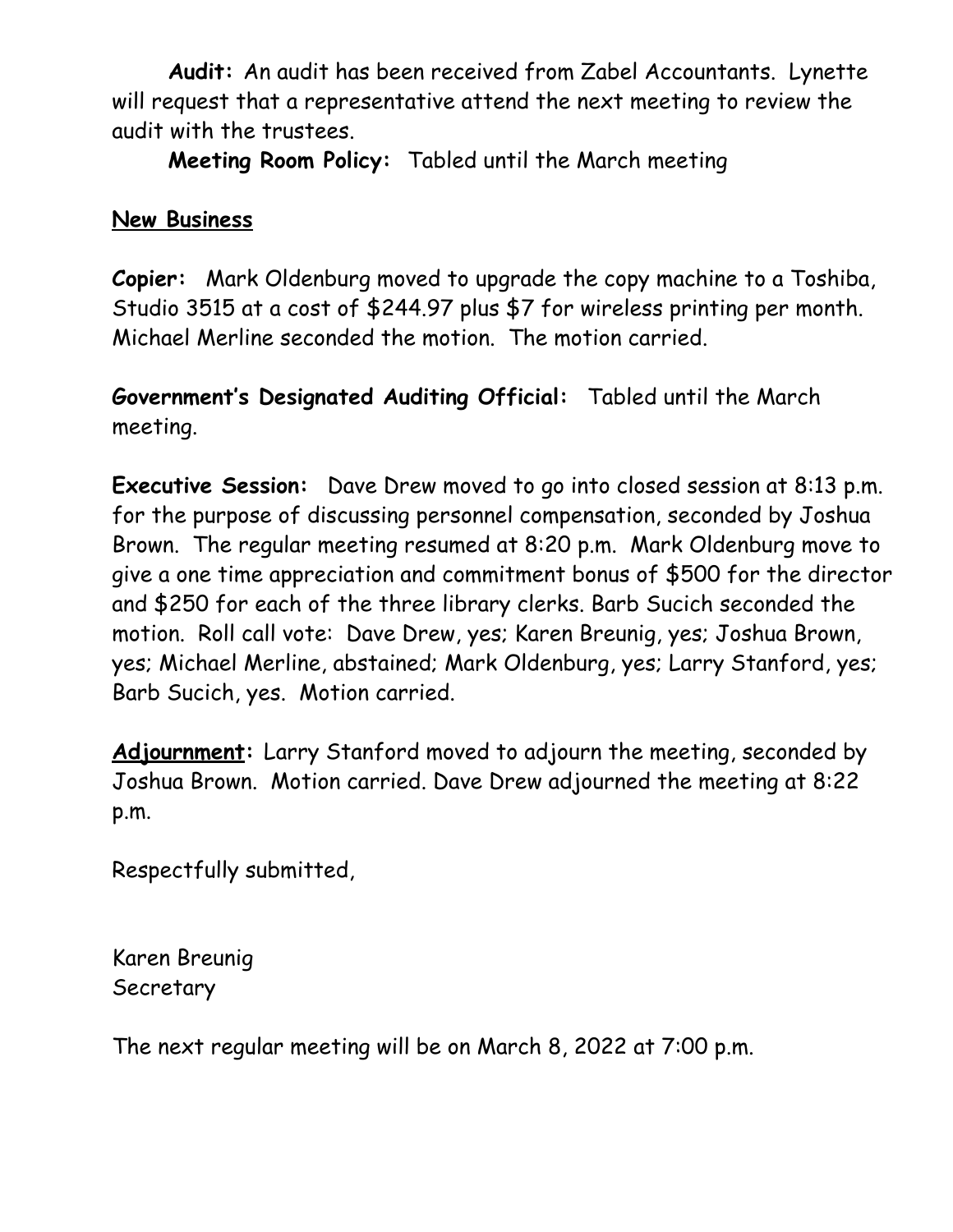**Audit:** An audit has been received from Zabel Accountants. Lynette will request that a representative attend the next meeting to review the audit with the trustees.

**Meeting Room Policy:** Tabled until the March meeting

## New Business

**Copier:** Mark Oldenburg moved to upgrade the copy machine to a Toshiba, Studio 3515 at a cost of $244.97 plus $7 for wireless printing per month. Michael Merline seconded the motion. The motion carried.

**Government's Designated Auditing Official:** Tabled until the March meeting.

**Executive Session:** Dave Drew moved to go into closed session at 8:13 p.m. for the purpose of discussing personnel compensation, seconded by Joshua Brown. The regular meeting resumed at 8:20 p.m. Mark Oldenburg move to give a one time appreciation and commitment bonus of $500 for the director and $250 for each of the three library clerks. Barb Sucich seconded the motion. Roll call vote: Dave Drew, yes; Karen Breunig, yes; Joshua Brown, yes; Michael Merline, abstained; Mark Oldenburg, yes; Larry Stanford, yes; Barb Sucich, yes. Motion carried.

**Adjournment:** Larry Stanford moved to adjourn the meeting, seconded by Joshua Brown. Motion carried. Dave Drew adjourned the meeting at 8:22 p.m.

Respectfully submitted,

Karen Breunig
Secretary

The next regular meeting will be on March 8, 2022 at 7:00 p.m.